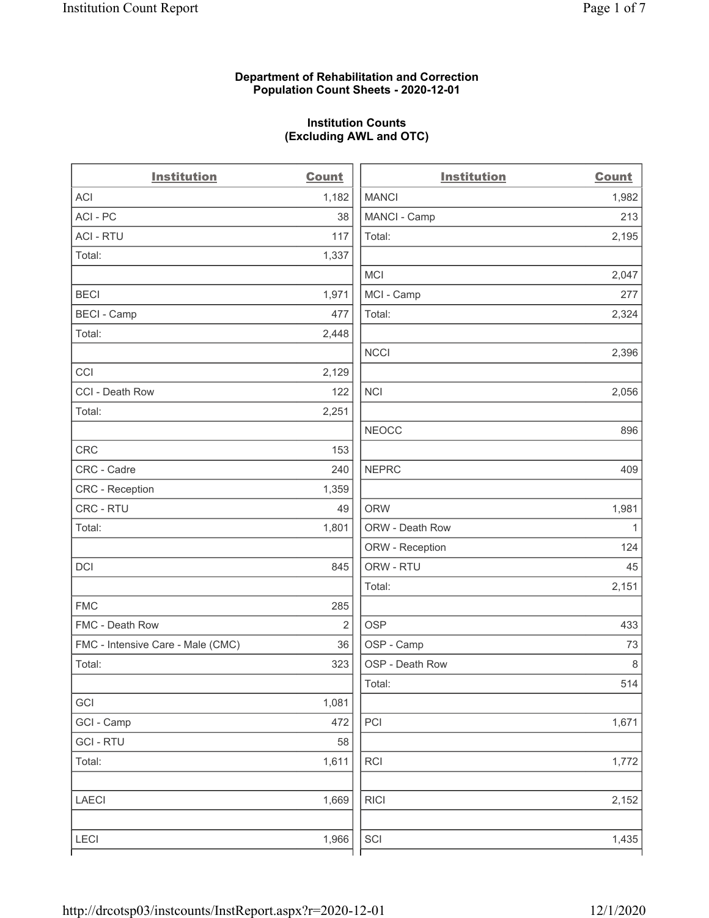**Department of Rehabilitation and Correction**
**Population Count Sheets - 2020-12-01**

**Institution Counts**
**(Excluding AWL and OTC)**

| Institution | Count |
|---|---|
| ACI | 1,182 |
| ACI - PC | 38 |
| ACI - RTU | 117 |
| Total: | 1,337 |
| | |
| BECI | 1,971 |
| BECI - Camp | 477 |
| Total: | 2,448 |
| | |
| CCI | 2,129 |
| CCI - Death Row | 122 |
| Total: | 2,251 |
| | |
| CRC | 153 |
| CRC - Cadre | 240 |
| CRC - Reception | 1,359 |
| CRC - RTU | 49 |
| Total: | 1,801 |
| | |
| DCI | 845 |
| | |
| FMC | 285 |
| FMC - Death Row | 2 |
| FMC - Intensive Care - Male (CMC) | 36 |
| Total: | 323 |
| | |
| GCI | 1,081 |
| GCI - Camp | 472 |
| GCI - RTU | 58 |
| Total: | 1,611 |
| | |
| LAECI | 1,669 |
| | |
| LECI | 1,966 |
| MANCI | 1,982 |
| MANCI - Camp | 213 |
| Total: | 2,195 |
| | |
| MCI | 2,047 |
| MCI - Camp | 277 |
| Total: | 2,324 |
| | |
| NCCI | 2,396 |
| | |
| NCI | 2,056 |
| | |
| NEOCC | 896 |
| | |
| NEPRC | 409 |
| | |
| ORW | 1,981 |
| ORW - Death Row | 1 |
| ORW - Reception | 124 |
| ORW - RTU | 45 |
| Total: | 2,151 |
| | |
| OSP | 433 |
| OSP - Camp | 73 |
| OSP - Death Row | 8 |
| Total: | 514 |
| | |
| PCI | 1,671 |
| | |
| RCI | 1,772 |
| | |
| RICI | 2,152 |
| | |
| SCI | 1,435 |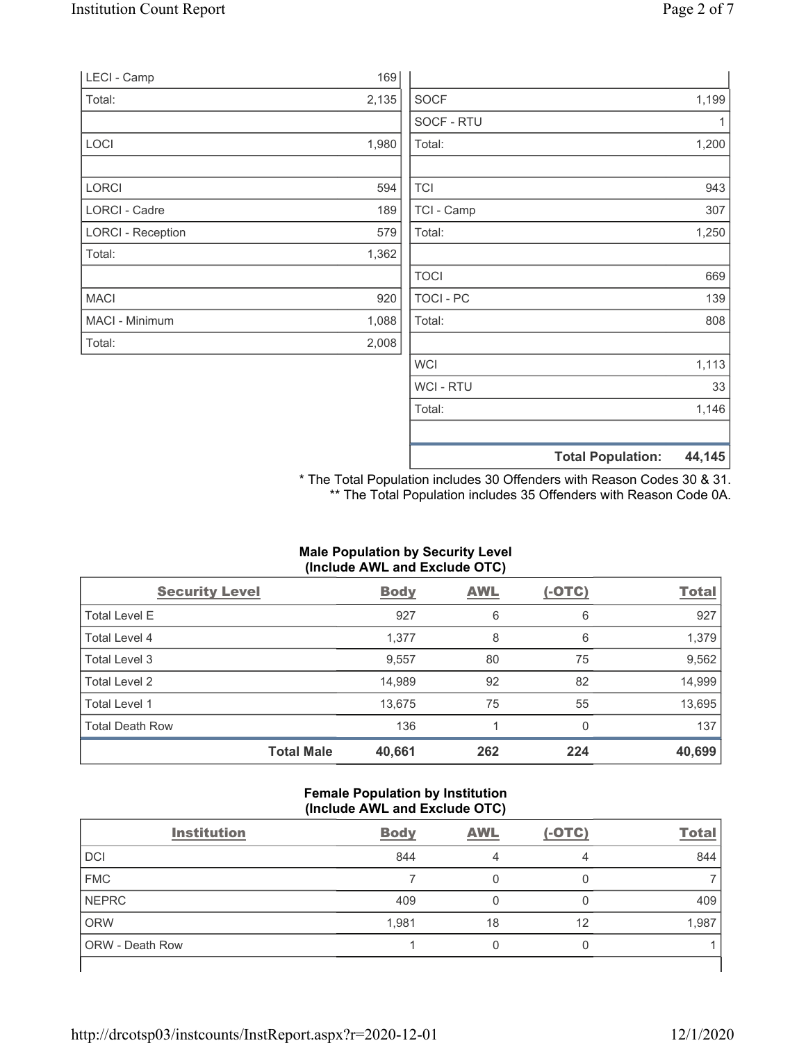| | |
|---|---|
| LECI - Camp | 169 |
| Total: | 2,135 |
| | |
| LOCI | 1,980 |
| | |
| LORCI | 594 |
| LORCI - Cadre | 189 |
| LORCI - Reception | 579 |
| Total: | 1,362 |
| | |
| MACI | 920 |
| MACI - Minimum | 1,088 |
| Total: | 2,008 |

| | |
|---|---|
| SOCF | 1,199 |
| SOCF - RTU | 1 |
| Total: | 1,200 |
| | |
| TCI | 943 |
| TCI - Camp | 307 |
| Total: | 1,250 |
| | |
| TOCI | 669 |
| TOCI - PC | 139 |
| Total: | 808 |
| | |
| WCI | 1,113 |
| WCI - RTU | 33 |
| Total: | 1,146 |
| | |
| **Total Population:** | **44,145** |

\* The Total Population includes 30 Offenders with Reason Codes 30 & 31.
\*\* The Total Population includes 35 Offenders with Reason Code 0A.

**Male Population by Security Level**
**(Include AWL and Exclude OTC)**

| Security Level | Body | AWL | (-OTC) | Total |
|---|---|---|---|---|
| Total Level E | 927 | 6 | 6 | 927 |
| Total Level 4 | 1,377 | 8 | 6 | 1,379 |
| Total Level 3 | 9,557 | 80 | 75 | 9,562 |
| Total Level 2 | 14,989 | 92 | 82 | 14,999 |
| Total Level 1 | 13,675 | 75 | 55 | 13,695 |
| Total Death Row | 136 | 1 | 0 | 137 |
| **Total Male** | **40,661** | **262** | **224** | **40,699** |

**Female Population by Institution**
**(Include AWL and Exclude OTC)**

| Institution | Body | AWL | (-OTC) | Total |
|---|---|---|---|---|
| DCI | 844 | 4 | 4 | 844 |
| FMC | 7 | 0 | 0 | 7 |
| NEPRC | 409 | 0 | 0 | 409 |
| ORW | 1,981 | 18 | 12 | 1,987 |
| ORW - Death Row | 1 | 0 | 0 | 1 |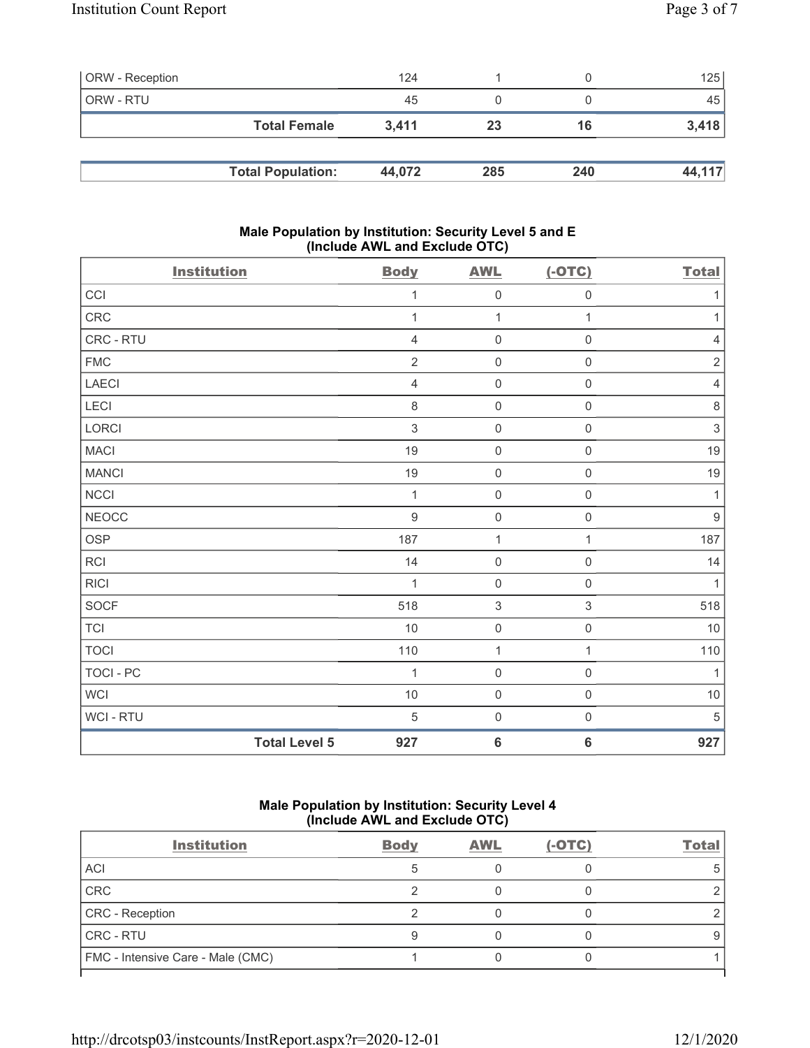| | | | | |
|---|---|---|---|---|
| ORW - Reception | 124 | 1 | 0 | 125 |
| ORW - RTU | 45 | 0 | 0 | 45 |
| **Total Female** | **3,411** | **23** | **16** | **3,418** |

| | | | | |
|---|---|---|---|---|
| **Total Population:** | **44,072** | **285** | **240** | **44,117** |

### Male Population by Institution: Security Level 5 and E (Include AWL and Exclude OTC)

| Institution | Body | AWL | (-OTC) | Total |
|---|---|---|---|---|
| CCI | 1 | 0 | 0 | 1 |
| CRC | 1 | 1 | 1 | 1 |
| CRC - RTU | 4 | 0 | 0 | 4 |
| FMC | 2 | 0 | 0 | 2 |
| LAECI | 4 | 0 | 0 | 4 |
| LECI | 8 | 0 | 0 | 8 |
| LORCI | 3 | 0 | 0 | 3 |
| MACI | 19 | 0 | 0 | 19 |
| MANCI | 19 | 0 | 0 | 19 |
| NCCI | 1 | 0 | 0 | 1 |
| NEOCC | 9 | 0 | 0 | 9 |
| OSP | 187 | 1 | 1 | 187 |
| RCI | 14 | 0 | 0 | 14 |
| RICI | 1 | 0 | 0 | 1 |
| SOCF | 518 | 3 | 3 | 518 |
| TCI | 10 | 0 | 0 | 10 |
| TOCI | 110 | 1 | 1 | 110 |
| TOCI - PC | 1 | 0 | 0 | 1 |
| WCI | 10 | 0 | 0 | 10 |
| WCI - RTU | 5 | 0 | 0 | 5 |
| **Total Level 5** | **927** | **6** | **6** | **927** |

### Male Population by Institution: Security Level 4 (Include AWL and Exclude OTC)

| Institution | Body | AWL | (-OTC) | Total |
|---|---|---|---|---|
| ACI | 5 | 0 | 0 | 5 |
| CRC | 2 | 0 | 0 | 2 |
| CRC - Reception | 2 | 0 | 0 | 2 |
| CRC - RTU | 9 | 0 | 0 | 9 |
| FMC - Intensive Care - Male (CMC) | 1 | 0 | 0 | 1 |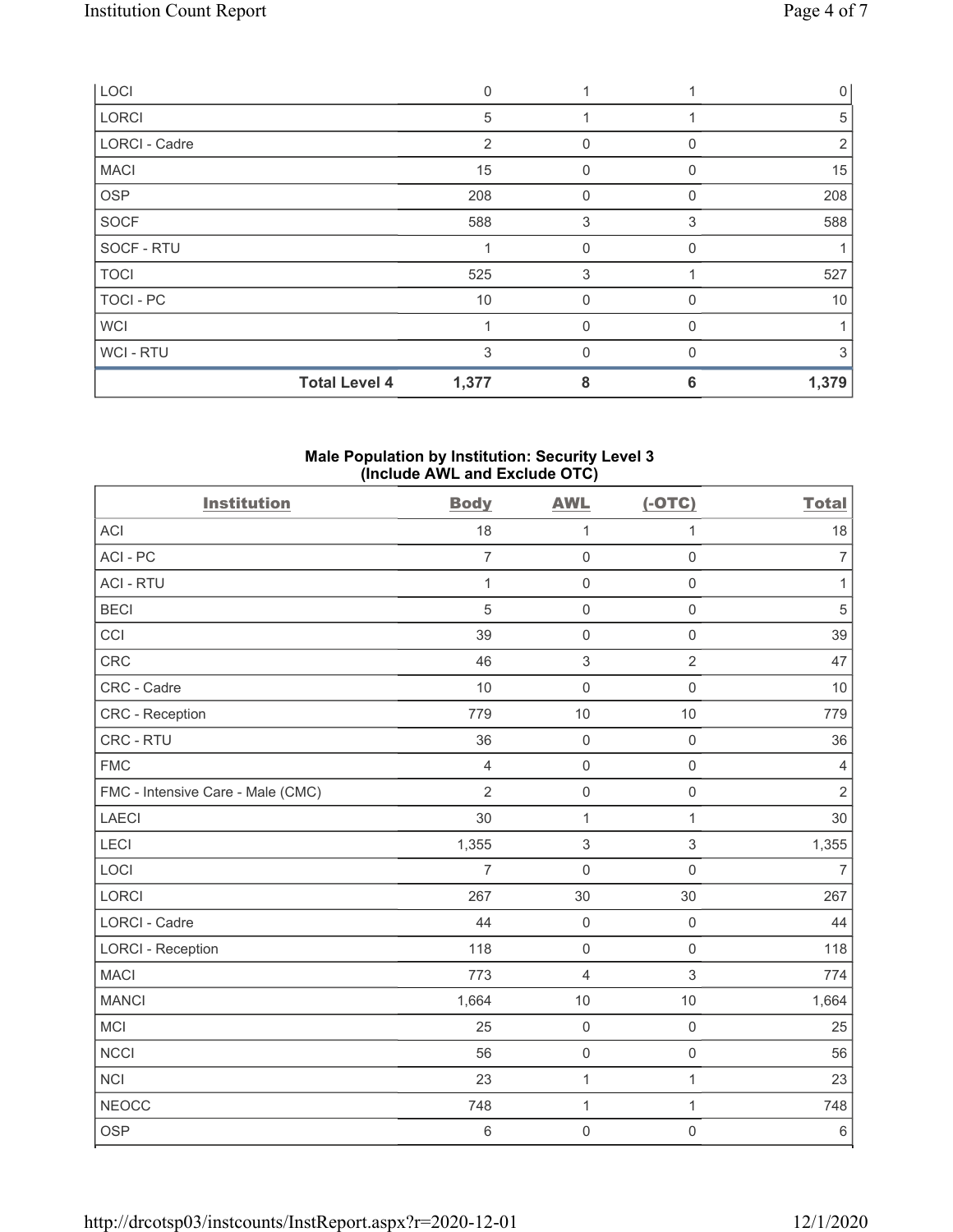| LOCI | 0 | 1 | 1 | 0 |
|---|---|---|---|---|
| LORCI | 5 | 1 | 1 | 5 |
| LORCI - Cadre | 2 | 0 | 0 | 2 |
| MACI | 15 | 0 | 0 | 15 |
| OSP | 208 | 0 | 0 | 208 |
| SOCF | 588 | 3 | 3 | 588 |
| SOCF - RTU | 1 | 0 | 0 | 1 |
| TOCI | 525 | 3 | 1 | 527 |
| TOCI - PC | 10 | 0 | 0 | 10 |
| WCI | 1 | 0 | 0 | 1 |
| WCI - RTU | 3 | 0 | 0 | 3 |
| **Total Level 4** | **1,377** | **8** | **6** | **1,379** |

## Male Population by Institution: Security Level 3 (Include AWL and Exclude OTC)

| Institution | Body | AWL | (-OTC) | Total |
|---|---|---|---|---|
| ACI | 18 | 1 | 1 | 18 |
| ACI - PC | 7 | 0 | 0 | 7 |
| ACI - RTU | 1 | 0 | 0 | 1 |
| BECI | 5 | 0 | 0 | 5 |
| CCI | 39 | 0 | 0 | 39 |
| CRC | 46 | 3 | 2 | 47 |
| CRC - Cadre | 10 | 0 | 0 | 10 |
| CRC - Reception | 779 | 10 | 10 | 779 |
| CRC - RTU | 36 | 0 | 0 | 36 |
| FMC | 4 | 0 | 0 | 4 |
| FMC - Intensive Care - Male (CMC) | 2 | 0 | 0 | 2 |
| LAECI | 30 | 1 | 1 | 30 |
| LECI | 1,355 | 3 | 3 | 1,355 |
| LOCI | 7 | 0 | 0 | 7 |
| LORCI | 267 | 30 | 30 | 267 |
| LORCI - Cadre | 44 | 0 | 0 | 44 |
| LORCI - Reception | 118 | 0 | 0 | 118 |
| MACI | 773 | 4 | 3 | 774 |
| MANCI | 1,664 | 10 | 10 | 1,664 |
| MCI | 25 | 0 | 0 | 25 |
| NCCI | 56 | 0 | 0 | 56 |
| NCI | 23 | 1 | 1 | 23 |
| NEOCC | 748 | 1 | 1 | 748 |
| OSP | 6 | 0 | 0 | 6 |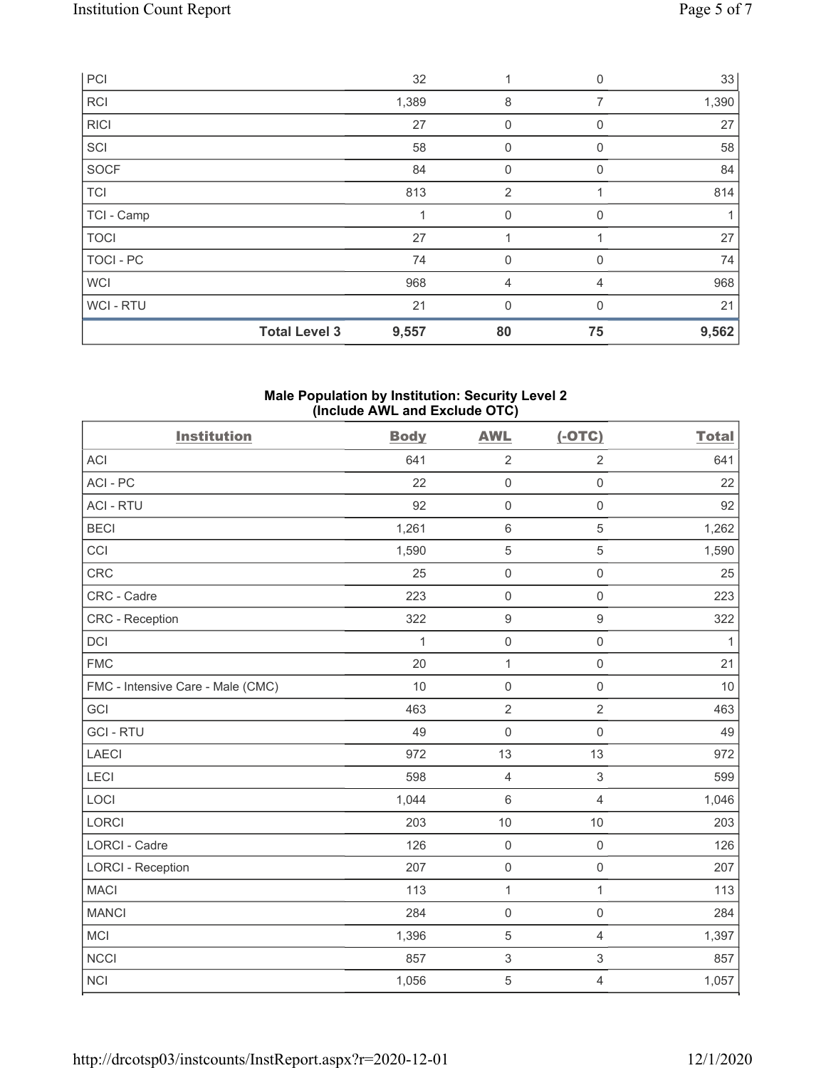| PCI | | 32 | 1 | 0 | 33 |
|---|---|---|---|---|---|
| RCI | | 1,389 | 8 | 7 | 1,390 |
| RICI | | 27 | 0 | 0 | 27 |
| SCI | | 58 | 0 | 0 | 58 |
| SOCF | | 84 | 0 | 0 | 84 |
| TCI | | 813 | 2 | 1 | 814 |
| TCI - Camp | | 1 | 0 | 0 | 1 |
| TOCI | | 27 | 1 | 1 | 27 |
| TOCI - PC | | 74 | 0 | 0 | 74 |
| WCI | | 968 | 4 | 4 | 968 |
| WCI - RTU | | 21 | 0 | 0 | 21 |
| | **Total Level 3** | **9,557** | **80** | **75** | **9,562** |

### Male Population by Institution: Security Level 2 (Include AWL and Exclude OTC)

| Institution | Body | AWL | (-OTC) | Total |
|---|---|---|---|---|
| ACI | 641 | 2 | 2 | 641 |
| ACI - PC | 22 | 0 | 0 | 22 |
| ACI - RTU | 92 | 0 | 0 | 92 |
| BECI | 1,261 | 6 | 5 | 1,262 |
| CCI | 1,590 | 5 | 5 | 1,590 |
| CRC | 25 | 0 | 0 | 25 |
| CRC - Cadre | 223 | 0 | 0 | 223 |
| CRC - Reception | 322 | 9 | 9 | 322 |
| DCI | 1 | 0 | 0 | 1 |
| FMC | 20 | 1 | 0 | 21 |
| FMC - Intensive Care - Male (CMC) | 10 | 0 | 0 | 10 |
| GCI | 463 | 2 | 2 | 463 |
| GCI - RTU | 49 | 0 | 0 | 49 |
| LAECI | 972 | 13 | 13 | 972 |
| LECI | 598 | 4 | 3 | 599 |
| LOCI | 1,044 | 6 | 4 | 1,046 |
| LORCI | 203 | 10 | 10 | 203 |
| LORCI - Cadre | 126 | 0 | 0 | 126 |
| LORCI - Reception | 207 | 0 | 0 | 207 |
| MACI | 113 | 1 | 1 | 113 |
| MANCI | 284 | 0 | 0 | 284 |
| MCI | 1,396 | 5 | 4 | 1,397 |
| NCCI | 857 | 3 | 3 | 857 |
| NCI | 1,056 | 5 | 4 | 1,057 |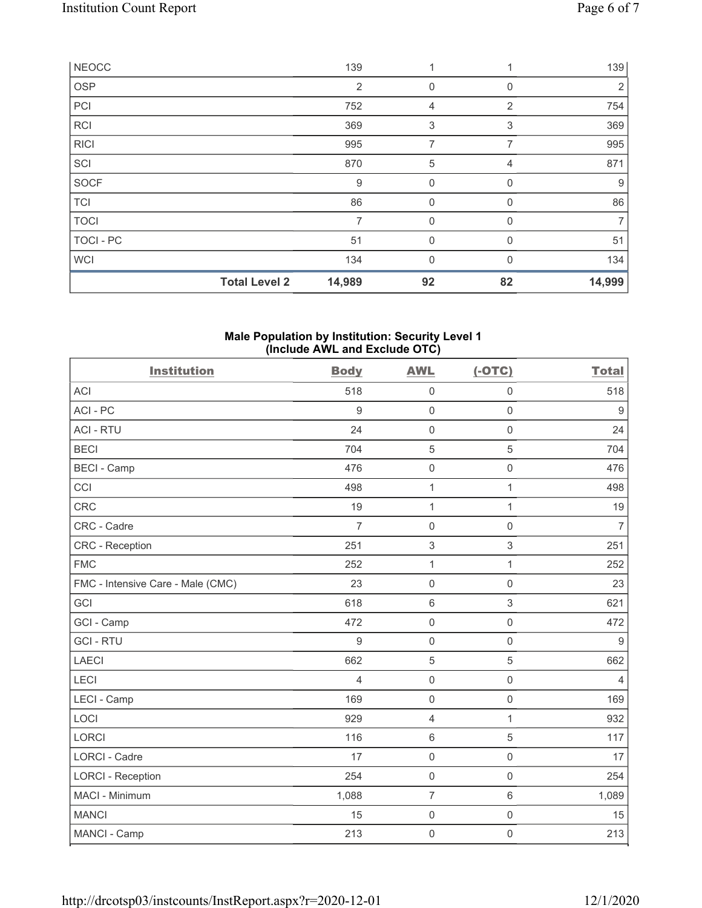| NEOCC | | 139 | 1 | 1 | 139 |
|---|---|---|---|---|---|
| OSP | | 2 | 0 | 0 | 2 |
| PCI | | 752 | 4 | 2 | 754 |
| RCI | | 369 | 3 | 3 | 369 |
| RICI | | 995 | 7 | 7 | 995 |
| SCI | | 870 | 5 | 4 | 871 |
| SOCF | | 9 | 0 | 0 | 9 |
| TCI | | 86 | 0 | 0 | 86 |
| TOCI | | 7 | 0 | 0 | 7 |
| TOCI - PC | | 51 | 0 | 0 | 51 |
| WCI | | 134 | 0 | 0 | 134 |
| | **Total Level 2** | **14,989** | **92** | **82** | **14,999** |

### Male Population by Institution: Security Level 1 (Include AWL and Exclude OTC)

| Institution | Body | AWL | (-OTC) | Total |
|---|---|---|---|---|
| ACI | 518 | 0 | 0 | 518 |
| ACI - PC | 9 | 0 | 0 | 9 |
| ACI - RTU | 24 | 0 | 0 | 24 |
| BECI | 704 | 5 | 5 | 704 |
| BECI - Camp | 476 | 0 | 0 | 476 |
| CCI | 498 | 1 | 1 | 498 |
| CRC | 19 | 1 | 1 | 19 |
| CRC - Cadre | 7 | 0 | 0 | 7 |
| CRC - Reception | 251 | 3 | 3 | 251 |
| FMC | 252 | 1 | 1 | 252 |
| FMC - Intensive Care - Male (CMC) | 23 | 0 | 0 | 23 |
| GCI | 618 | 6 | 3 | 621 |
| GCI - Camp | 472 | 0 | 0 | 472 |
| GCI - RTU | 9 | 0 | 0 | 9 |
| LAECI | 662 | 5 | 5 | 662 |
| LECI | 4 | 0 | 0 | 4 |
| LECI - Camp | 169 | 0 | 0 | 169 |
| LOCI | 929 | 4 | 1 | 932 |
| LORCI | 116 | 6 | 5 | 117 |
| LORCI - Cadre | 17 | 0 | 0 | 17 |
| LORCI - Reception | 254 | 0 | 0 | 254 |
| MACI - Minimum | 1,088 | 7 | 6 | 1,089 |
| MANCI | 15 | 0 | 0 | 15 |
| MANCI - Camp | 213 | 0 | 0 | 213 |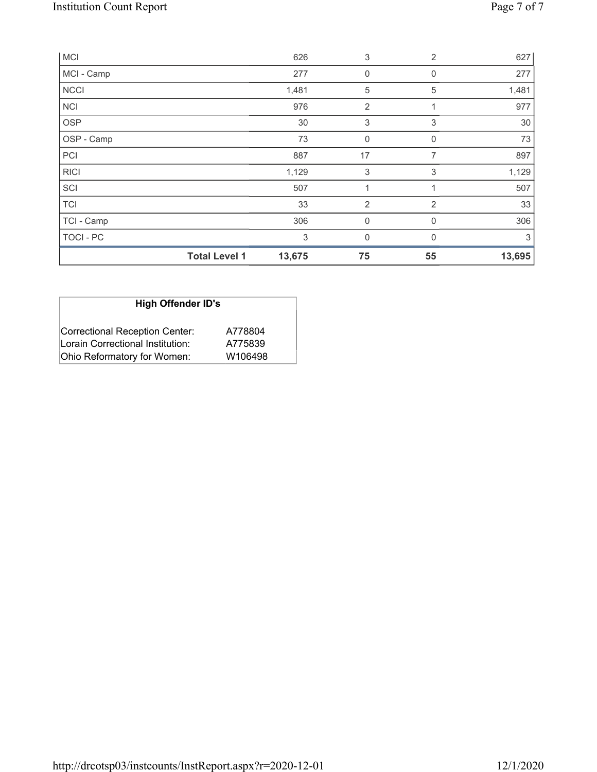| | | | | |
|---|---|---|---|---|
| MCI | 626 | 3 | 2 | 627 |
| MCI - Camp | 277 | 0 | 0 | 277 |
| NCCI | 1,481 | 5 | 5 | 1,481 |
| NCI | 976 | 2 | 1 | 977 |
| OSP | 30 | 3 | 3 | 30 |
| OSP - Camp | 73 | 0 | 0 | 73 |
| PCI | 887 | 17 | 7 | 897 |
| RICI | 1,129 | 3 | 3 | 1,129 |
| SCI | 507 | 1 | 1 | 507 |
| TCI | 33 | 2 | 2 | 33 |
| TCI - Camp | 306 | 0 | 0 | 306 |
| TOCI - PC | 3 | 0 | 0 | 3 |
| **Total Level 1** | **13,675** | **75** | **55** | **13,695** |

| High Offender ID's | |
|---|---|
| Correctional Reception Center: | A778804 |
| Lorain Correctional Institution: | A775839 |
| Ohio Reformatory for Women: | W106498 |